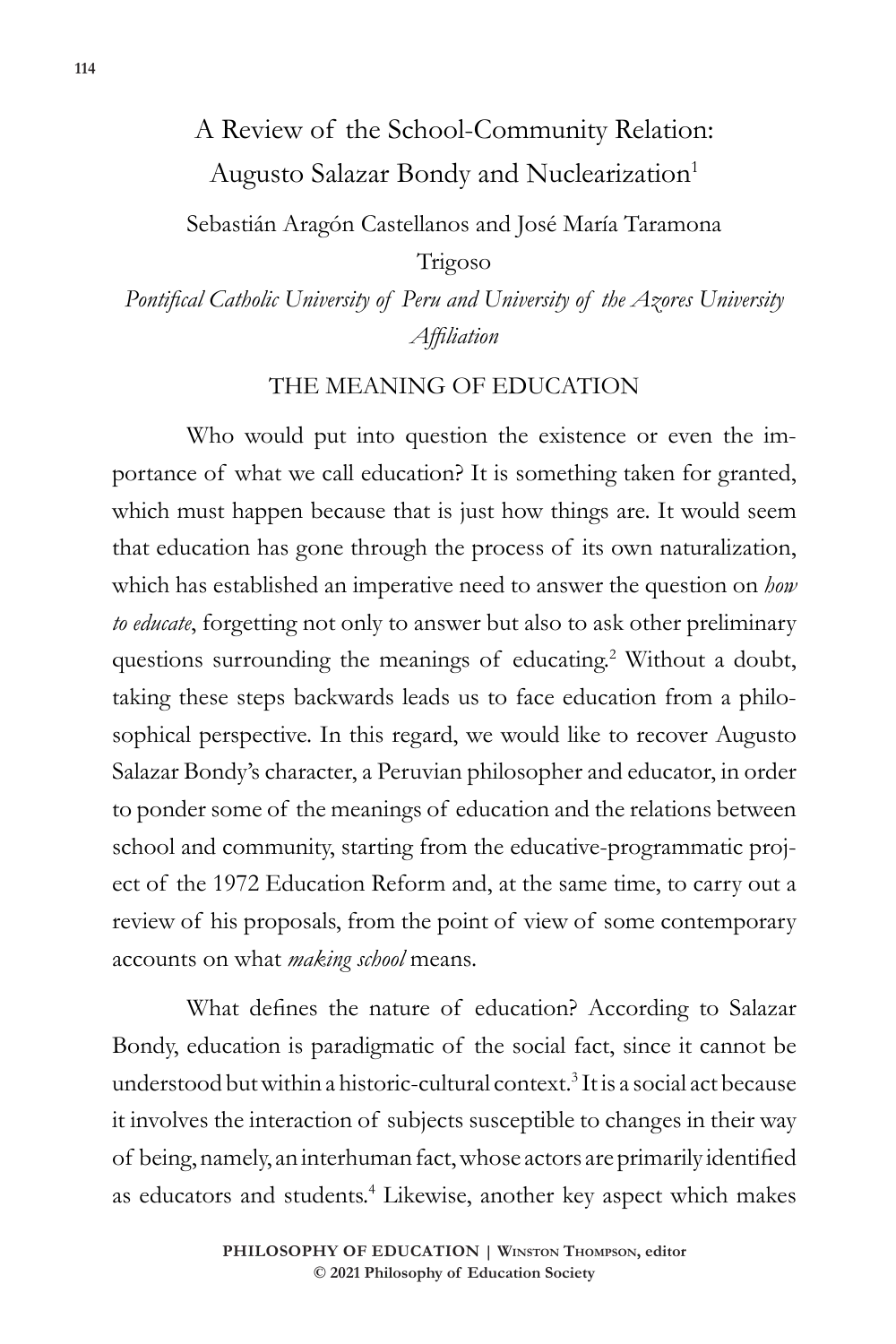# A Review of the School-Community Relation: Augusto Salazar Bondy and Nuclearization[1]

Sebastián Aragón Castellanos and José María Taramona Trigoso

*Pontifical Catholic University of Peru and University of the Azores University Affiliation*

## THE MEANING OF EDUCATION

Who would put into question the existence or even the importance of what we call education? It is something taken for granted, which must happen because that is just how things are. It would seem that education has gone through the process of its own naturalization, which has established an imperative need to answer the question on *how to educate*, forgetting not only to answer but also to ask other preliminary questions surrounding the meanings of educating.[2] Without a doubt, taking these steps backwards leads us to face education from a philosophical perspective. In this regard, we would like to recover Augusto Salazar Bondy's character, a Peruvian philosopher and educator, in order to ponder some of the meanings of education and the relations between school and community, starting from the educative-programmatic project of the 1972 Education Reform and, at the same time, to carry out a review of his proposals, from the point of view of some contemporary accounts on what *making school* means.

What defines the nature of education? According to Salazar Bondy, education is paradigmatic of the social fact, since it cannot be understood but within a historic-cultural context.[3] It is a social act because it involves the interaction of subjects susceptible to changes in their way of being, namely, an interhuman fact, whose actors are primarily identified as educators and students.[4] Likewise, another key aspect which makes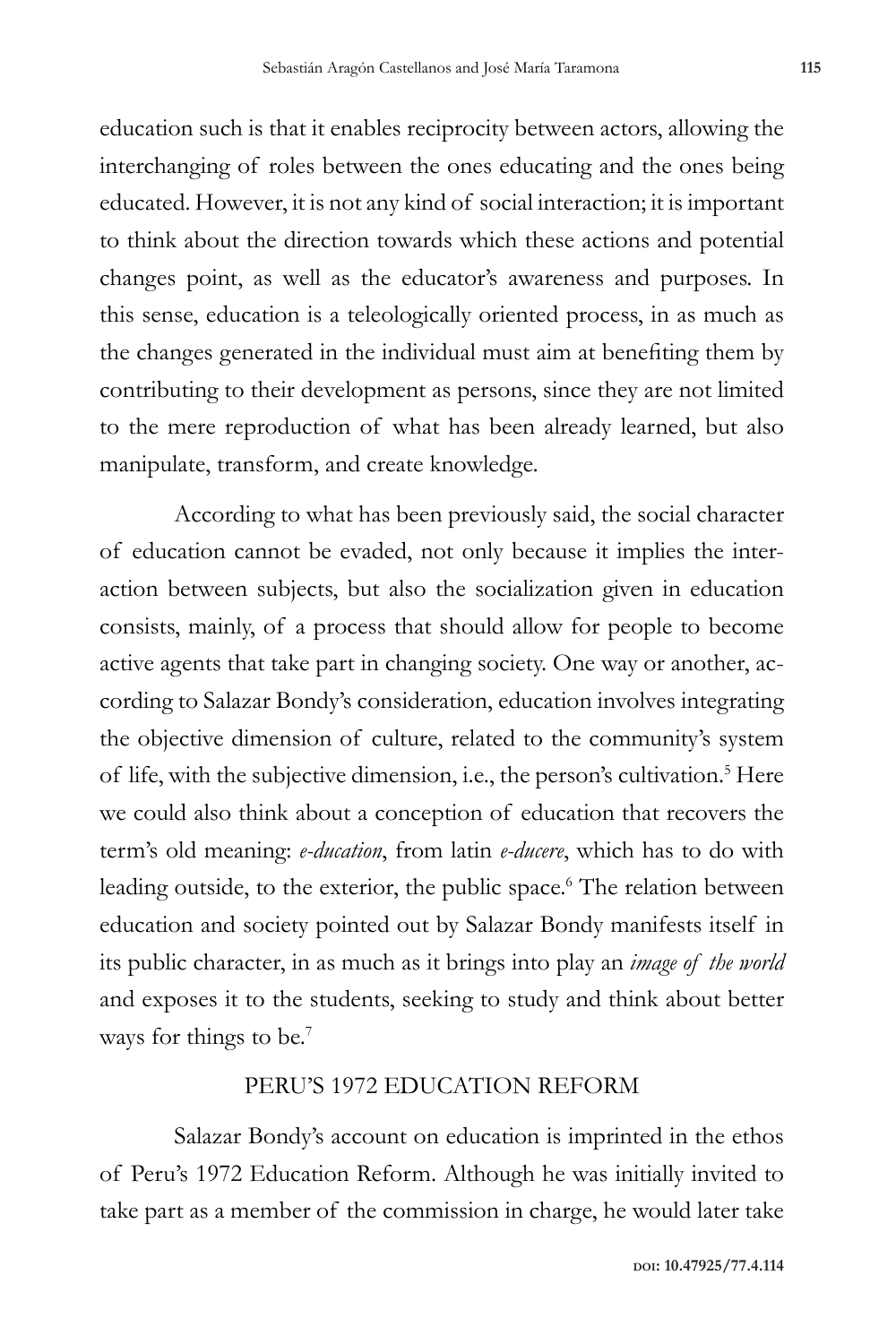education such is that it enables reciprocity between actors, allowing the interchanging of roles between the ones educating and the ones being educated. However, it is not any kind of social interaction; it is important to think about the direction towards which these actions and potential changes point, as well as the educator's awareness and purposes. In this sense, education is a teleologically oriented process, in as much as the changes generated in the individual must aim at benefiting them by contributing to their development as persons, since they are not limited to the mere reproduction of what has been already learned, but also manipulate, transform, and create knowledge.

According to what has been previously said, the social character of education cannot be evaded, not only because it implies the interaction between subjects, but also the socialization given in education consists, mainly, of a process that should allow for people to become active agents that take part in changing society. One way or another, according to Salazar Bondy's consideration, education involves integrating the objective dimension of culture, related to the community's system of life, with the subjective dimension, i.e., the person's cultivation.[5] Here we could also think about a conception of education that recovers the term's old meaning: *e-ducation*, from latin *e-ducere*, which has to do with leading outside, to the exterior, the public space.[6] The relation between education and society pointed out by Salazar Bondy manifests itself in its public character, in as much as it brings into play an *image of the world* and exposes it to the students, seeking to study and think about better ways for things to be.[7]

## PERU'S 1972 EDUCATION REFORM

Salazar Bondy's account on education is imprinted in the ethos of Peru's 1972 Education Reform. Although he was initially invited to take part as a member of the commission in charge, he would later take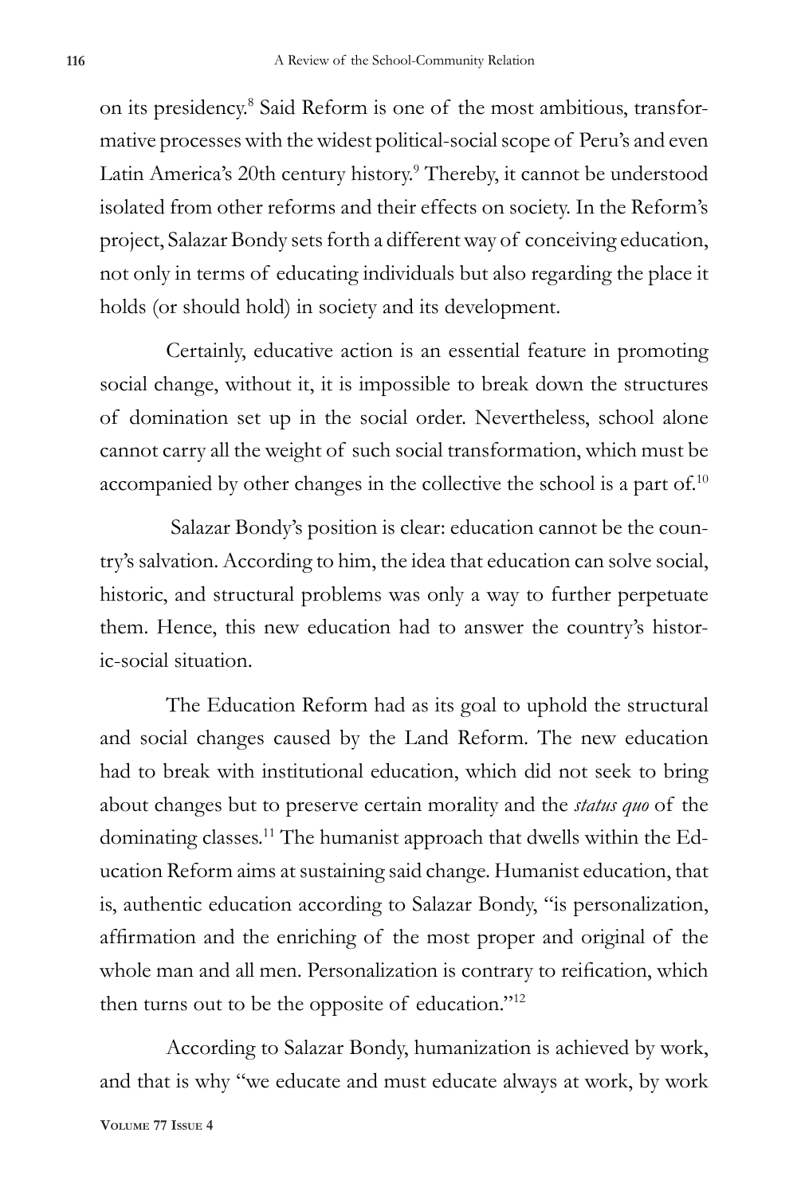on its presidency.[8] Said Reform is one of the most ambitious, transformative processes with the widest political-social scope of Peru's and even Latin America's 20th century history.[9] Thereby, it cannot be understood isolated from other reforms and their effects on society. In the Reform's project, Salazar Bondy sets forth a different way of conceiving education, not only in terms of educating individuals but also regarding the place it holds (or should hold) in society and its development.

Certainly, educative action is an essential feature in promoting social change, without it, it is impossible to break down the structures of domination set up in the social order. Nevertheless, school alone cannot carry all the weight of such social transformation, which must be accompanied by other changes in the collective the school is a part of.[10]

Salazar Bondy's position is clear: education cannot be the country's salvation. According to him, the idea that education can solve social, historic, and structural problems was only a way to further perpetuate them. Hence, this new education had to answer the country's historic-social situation.

The Education Reform had as its goal to uphold the structural and social changes caused by the Land Reform. The new education had to break with institutional education, which did not seek to bring about changes but to preserve certain morality and the *status quo* of the dominating classes.[11] The humanist approach that dwells within the Education Reform aims at sustaining said change. Humanist education, that is, authentic education according to Salazar Bondy, "is personalization, affirmation and the enriching of the most proper and original of the whole man and all men. Personalization is contrary to reification, which then turns out to be the opposite of education."[12]

According to Salazar Bondy, humanization is achieved by work, and that is why "we educate and must educate always at work, by work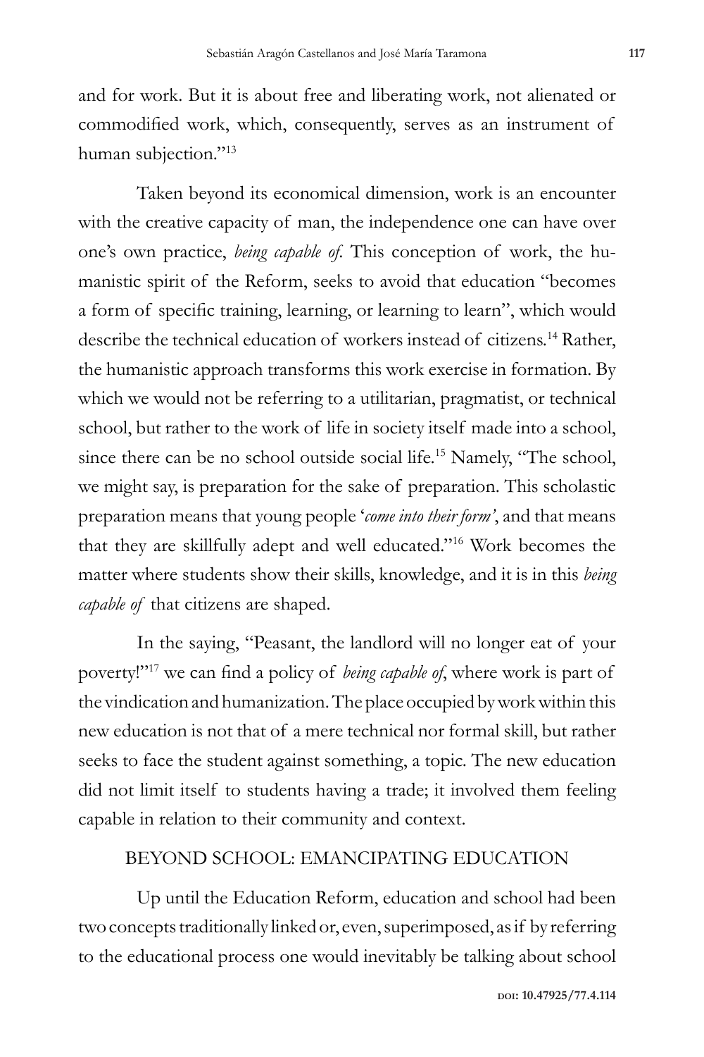and for work. But it is about free and liberating work, not alienated or commodified work, which, consequently, serves as an instrument of human subjection."[13]

Taken beyond its economical dimension, work is an encounter with the creative capacity of man, the independence one can have over one's own practice, *being capable of*. This conception of work, the humanistic spirit of the Reform, seeks to avoid that education "becomes a form of specific training, learning, or learning to learn", which would describe the technical education of workers instead of citizens.[14] Rather, the humanistic approach transforms this work exercise in formation. By which we would not be referring to a utilitarian, pragmatist, or technical school, but rather to the work of life in society itself made into a school, since there can be no school outside social life.[15] Namely, "The school, we might say, is preparation for the sake of preparation. This scholastic preparation means that young people '*come into their form'*, and that means that they are skillfully adept and well educated."[16] Work becomes the matter where students show their skills, knowledge, and it is in this *being capable of* that citizens are shaped.

In the saying, "Peasant, the landlord will no longer eat of your poverty!"[17] we can find a policy of *being capable of*, where work is part of the vindication and humanization. The place occupied by work within this new education is not that of a mere technical nor formal skill, but rather seeks to face the student against something, a topic. The new education did not limit itself to students having a trade; it involved them feeling capable in relation to their community and context.

## BEYOND SCHOOL: EMANCIPATING EDUCATION

Up until the Education Reform, education and school had been two concepts traditionally linked or, even, superimposed, as if by referring to the educational process one would inevitably be talking about school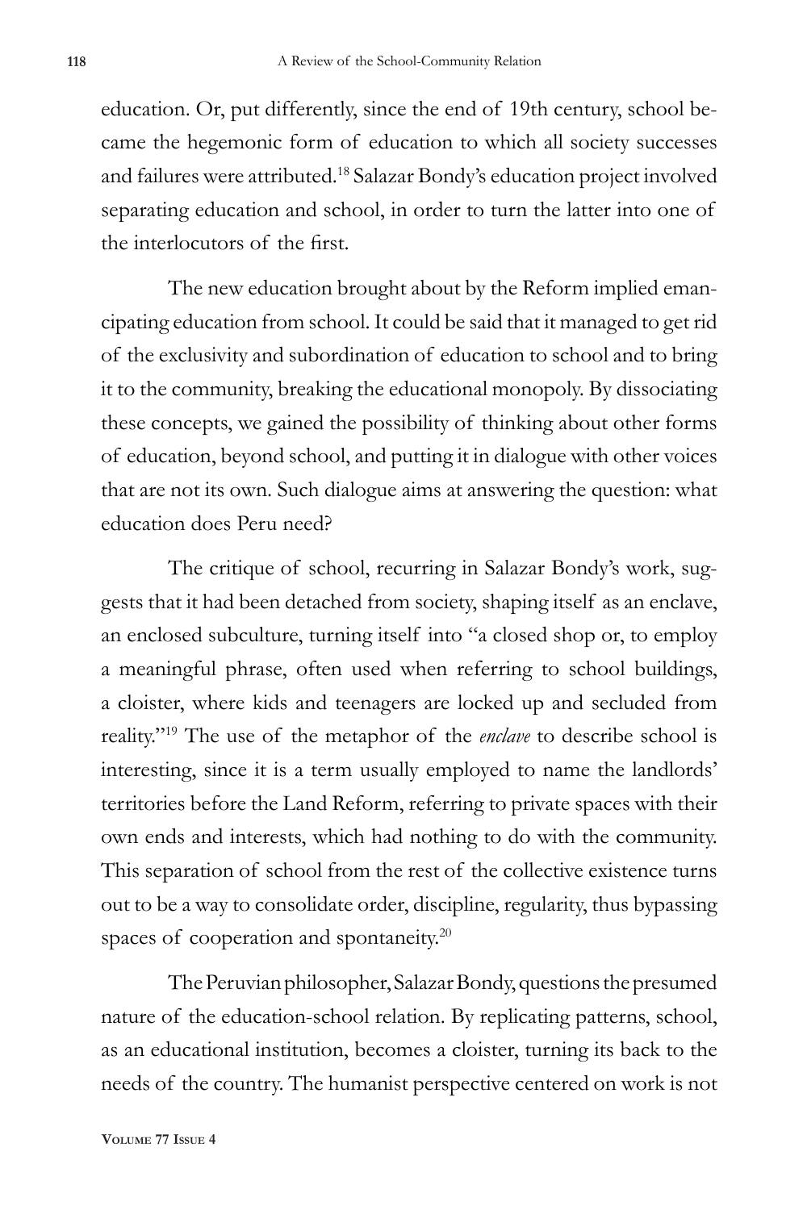education. Or, put differently, since the end of 19th century, school became the hegemonic form of education to which all society successes and failures were attributed.[18] Salazar Bondy's education project involved separating education and school, in order to turn the latter into one of the interlocutors of the first.

The new education brought about by the Reform implied emancipating education from school. It could be said that it managed to get rid of the exclusivity and subordination of education to school and to bring it to the community, breaking the educational monopoly. By dissociating these concepts, we gained the possibility of thinking about other forms of education, beyond school, and putting it in dialogue with other voices that are not its own. Such dialogue aims at answering the question: what education does Peru need?

The critique of school, recurring in Salazar Bondy's work, suggests that it had been detached from society, shaping itself as an enclave, an enclosed subculture, turning itself into "a closed shop or, to employ a meaningful phrase, often used when referring to school buildings, a cloister, where kids and teenagers are locked up and secluded from reality."[19] The use of the metaphor of the *enclave* to describe school is interesting, since it is a term usually employed to name the landlords' territories before the Land Reform, referring to private spaces with their own ends and interests, which had nothing to do with the community. This separation of school from the rest of the collective existence turns out to be a way to consolidate order, discipline, regularity, thus bypassing spaces of cooperation and spontaneity.[20]

The Peruvian philosopher, Salazar Bondy, questions the presumed nature of the education-school relation. By replicating patterns, school, as an educational institution, becomes a cloister, turning its back to the needs of the country. The humanist perspective centered on work is not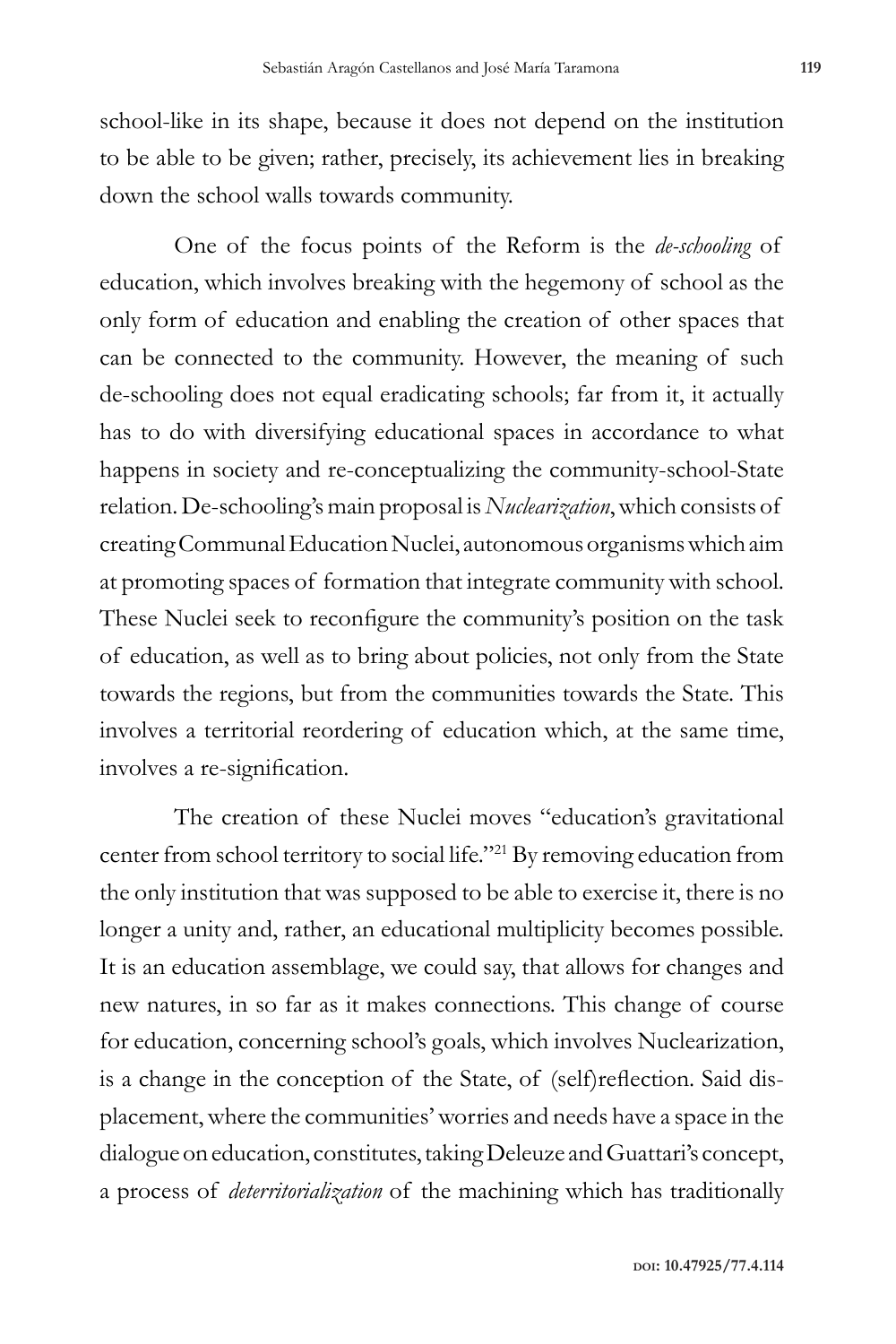school-like in its shape, because it does not depend on the institution to be able to be given; rather, precisely, its achievement lies in breaking down the school walls towards community.

One of the focus points of the Reform is the *de-schooling* of education, which involves breaking with the hegemony of school as the only form of education and enabling the creation of other spaces that can be connected to the community. However, the meaning of such de-schooling does not equal eradicating schools; far from it, it actually has to do with diversifying educational spaces in accordance to what happens in society and re-conceptualizing the community-school-State relation. De-schooling's main proposal is *Nuclearization*, which consists of creating Communal Education Nuclei, autonomous organisms which aim at promoting spaces of formation that integrate community with school. These Nuclei seek to reconfigure the community's position on the task of education, as well as to bring about policies, not only from the State towards the regions, but from the communities towards the State. This involves a territorial reordering of education which, at the same time, involves a re-signification.

The creation of these Nuclei moves "education's gravitational center from school territory to social life."[21] By removing education from the only institution that was supposed to be able to exercise it, there is no longer a unity and, rather, an educational multiplicity becomes possible. It is an education assemblage, we could say, that allows for changes and new natures, in so far as it makes connections. This change of course for education, concerning school's goals, which involves Nuclearization, is a change in the conception of the State, of (self)reflection. Said displacement, where the communities' worries and needs have a space in the dialogue on education, constitutes, taking Deleuze and Guattari's concept, a process of *deterritorialization* of the machining which has traditionally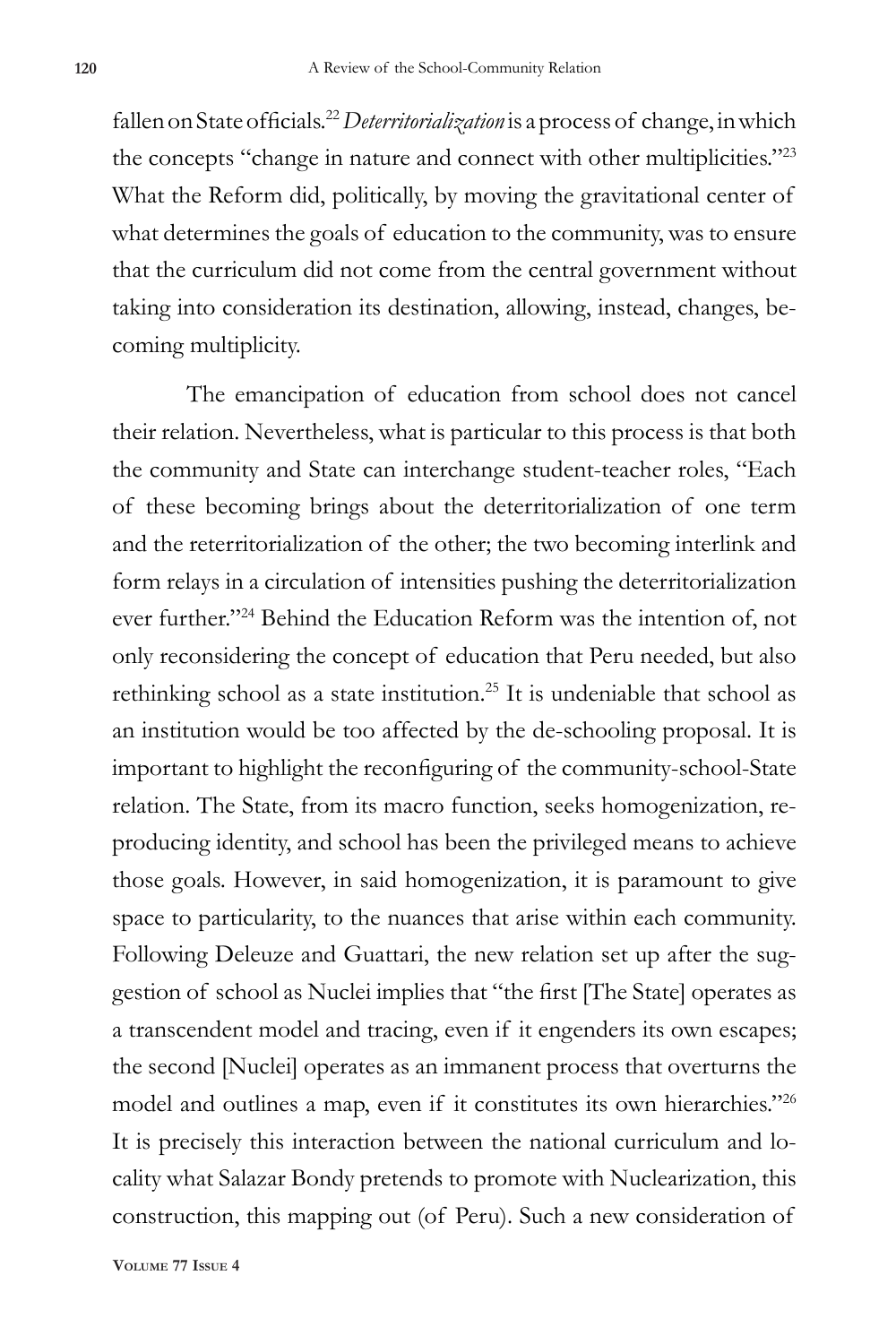fallen on State officials.[22] *Deterritorialization* is a process of change, in which the concepts "change in nature and connect with other multiplicities."[23] What the Reform did, politically, by moving the gravitational center of what determines the goals of education to the community, was to ensure that the curriculum did not come from the central government without taking into consideration its destination, allowing, instead, changes, becoming multiplicity.

The emancipation of education from school does not cancel their relation. Nevertheless, what is particular to this process is that both the community and State can interchange student-teacher roles, "Each of these becoming brings about the deterritorialization of one term and the reterritorialization of the other; the two becoming interlink and form relays in a circulation of intensities pushing the deterritorialization ever further."[24] Behind the Education Reform was the intention of, not only reconsidering the concept of education that Peru needed, but also rethinking school as a state institution.[25] It is undeniable that school as an institution would be too affected by the de-schooling proposal. It is important to highlight the reconfiguring of the community-school-State relation. The State, from its macro function, seeks homogenization, reproducing identity, and school has been the privileged means to achieve those goals. However, in said homogenization, it is paramount to give space to particularity, to the nuances that arise within each community. Following Deleuze and Guattari, the new relation set up after the suggestion of school as Nuclei implies that "the first [The State] operates as a transcendent model and tracing, even if it engenders its own escapes; the second [Nuclei] operates as an immanent process that overturns the model and outlines a map, even if it constitutes its own hierarchies."[26] It is precisely this interaction between the national curriculum and locality what Salazar Bondy pretends to promote with Nuclearization, this construction, this mapping out (of Peru). Such a new consideration of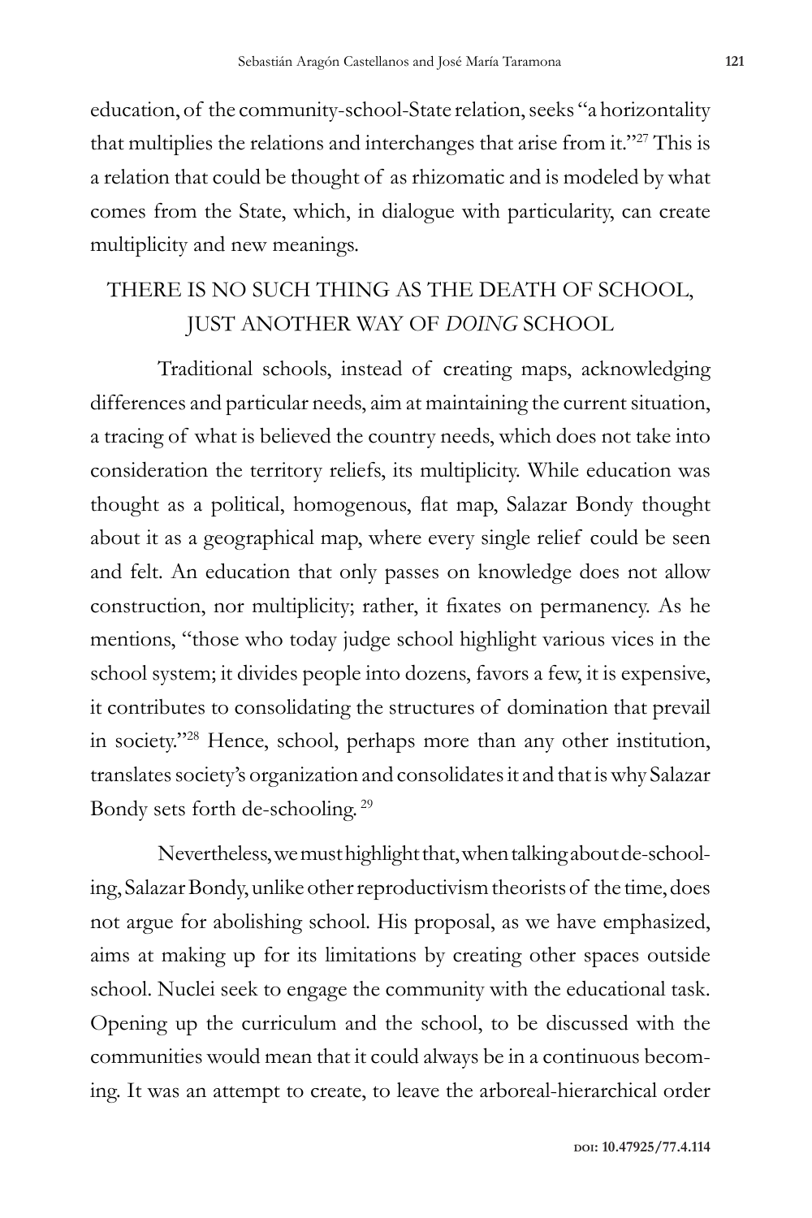education, of the community-school-State relation, seeks "a horizontality that multiplies the relations and interchanges that arise from it."[27] This is a relation that could be thought of as rhizomatic and is modeled by what comes from the State, which, in dialogue with particularity, can create multiplicity and new meanings.

## THERE IS NO SUCH THING AS THE DEATH OF SCHOOL, JUST ANOTHER WAY OF *DOING* SCHOOL

Traditional schools, instead of creating maps, acknowledging differences and particular needs, aim at maintaining the current situation, a tracing of what is believed the country needs, which does not take into consideration the territory reliefs, its multiplicity. While education was thought as a political, homogenous, flat map, Salazar Bondy thought about it as a geographical map, where every single relief could be seen and felt. An education that only passes on knowledge does not allow construction, nor multiplicity; rather, it fixates on permanency. As he mentions, "those who today judge school highlight various vices in the school system; it divides people into dozens, favors a few, it is expensive, it contributes to consolidating the structures of domination that prevail in society."[28] Hence, school, perhaps more than any other institution, translates society's organization and consolidates it and that is why Salazar Bondy sets forth de-schooling.[29]

Nevertheless, we must highlight that, when talking about de-schooling, Salazar Bondy, unlike other reproductivism theorists of the time, does not argue for abolishing school. His proposal, as we have emphasized, aims at making up for its limitations by creating other spaces outside school. Nuclei seek to engage the community with the educational task. Opening up the curriculum and the school, to be discussed with the communities would mean that it could always be in a continuous becoming. It was an attempt to create, to leave the arboreal-hierarchical order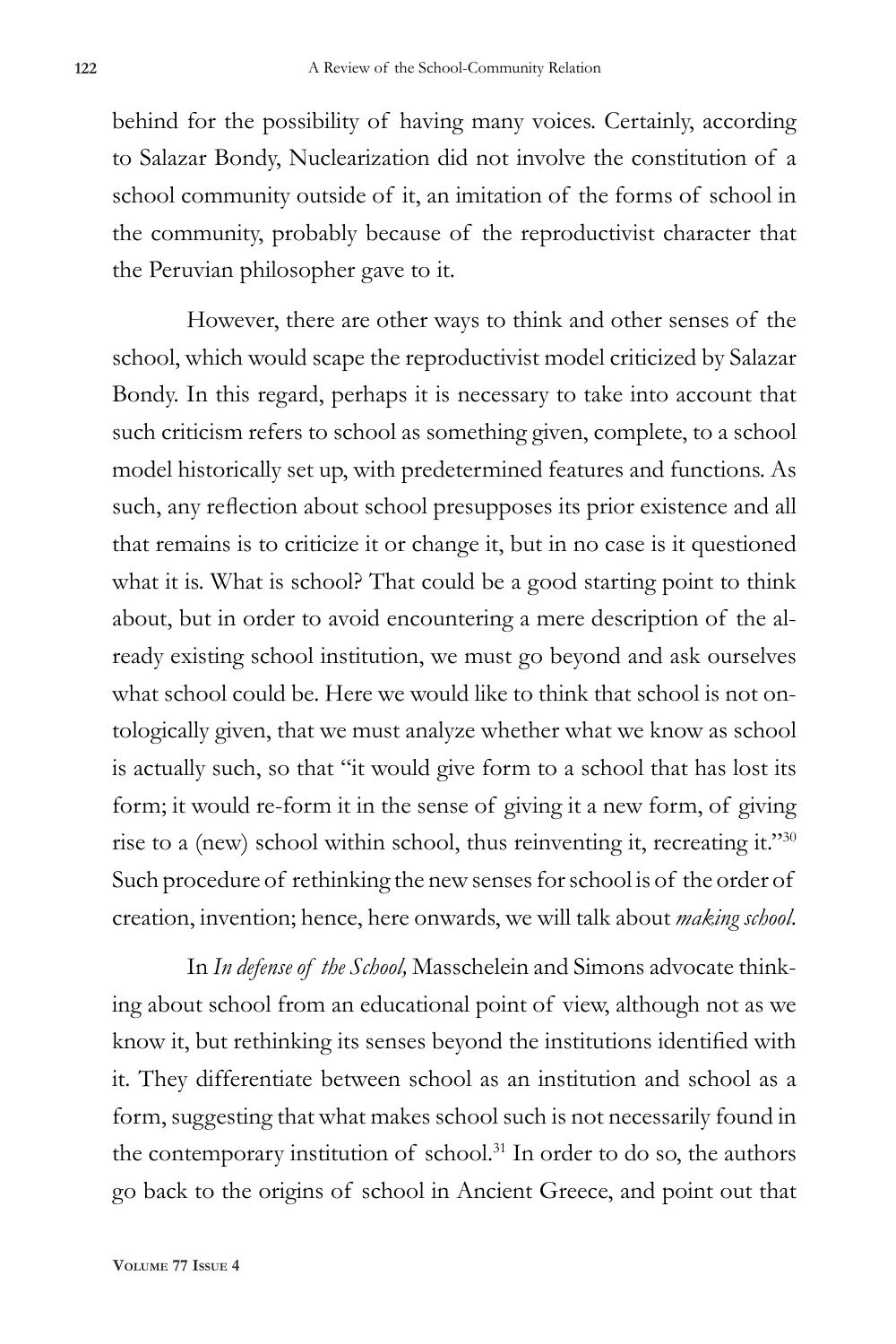behind for the possibility of having many voices. Certainly, according to Salazar Bondy, Nuclearization did not involve the constitution of a school community outside of it, an imitation of the forms of school in the community, probably because of the reproductivist character that the Peruvian philosopher gave to it.

However, there are other ways to think and other senses of the school, which would scape the reproductivist model criticized by Salazar Bondy. In this regard, perhaps it is necessary to take into account that such criticism refers to school as something given, complete, to a school model historically set up, with predetermined features and functions. As such, any reflection about school presupposes its prior existence and all that remains is to criticize it or change it, but in no case is it questioned what it is. What is school? That could be a good starting point to think about, but in order to avoid encountering a mere description of the already existing school institution, we must go beyond and ask ourselves what school could be. Here we would like to think that school is not ontologically given, that we must analyze whether what we know as school is actually such, so that "it would give form to a school that has lost its form; it would re-form it in the sense of giving it a new form, of giving rise to a (new) school within school, thus reinventing it, recreating it."[30] Such procedure of rethinking the new senses for school is of the order of creation, invention; hence, here onwards, we will talk about *making school*.

In *In defense of the School,* Masschelein and Simons advocate thinking about school from an educational point of view, although not as we know it, but rethinking its senses beyond the institutions identified with it. They differentiate between school as an institution and school as a form, suggesting that what makes school such is not necessarily found in the contemporary institution of school.[31] In order to do so, the authors go back to the origins of school in Ancient Greece, and point out that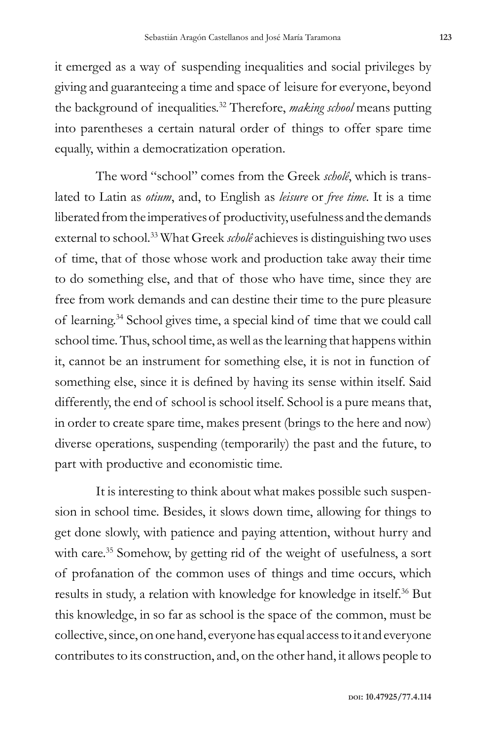it emerged as a way of suspending inequalities and social privileges by giving and guaranteeing a time and space of leisure for everyone, beyond the background of inequalities.[32] Therefore, *making school* means putting into parentheses a certain natural order of things to offer spare time equally, within a democratization operation.

The word "school" comes from the Greek *scholē*, which is translated to Latin as *otium*, and, to English as *leisure* or *free time*. It is a time liberated from the imperatives of productivity, usefulness and the demands external to school.[33] What Greek *scholē* achieves is distinguishing two uses of time, that of those whose work and production take away their time to do something else, and that of those who have time, since they are free from work demands and can destine their time to the pure pleasure of learning.[34] School gives time, a special kind of time that we could call school time. Thus, school time, as well as the learning that happens within it, cannot be an instrument for something else, it is not in function of something else, since it is defined by having its sense within itself. Said differently, the end of school is school itself. School is a pure means that, in order to create spare time, makes present (brings to the here and now) diverse operations, suspending (temporarily) the past and the future, to part with productive and economistic time.

It is interesting to think about what makes possible such suspension in school time. Besides, it slows down time, allowing for things to get done slowly, with patience and paying attention, without hurry and with care.[35] Somehow, by getting rid of the weight of usefulness, a sort of profanation of the common uses of things and time occurs, which results in study, a relation with knowledge for knowledge in itself.[36] But this knowledge, in so far as school is the space of the common, must be collective, since, on one hand, everyone has equal access to it and everyone contributes to its construction, and, on the other hand, it allows people to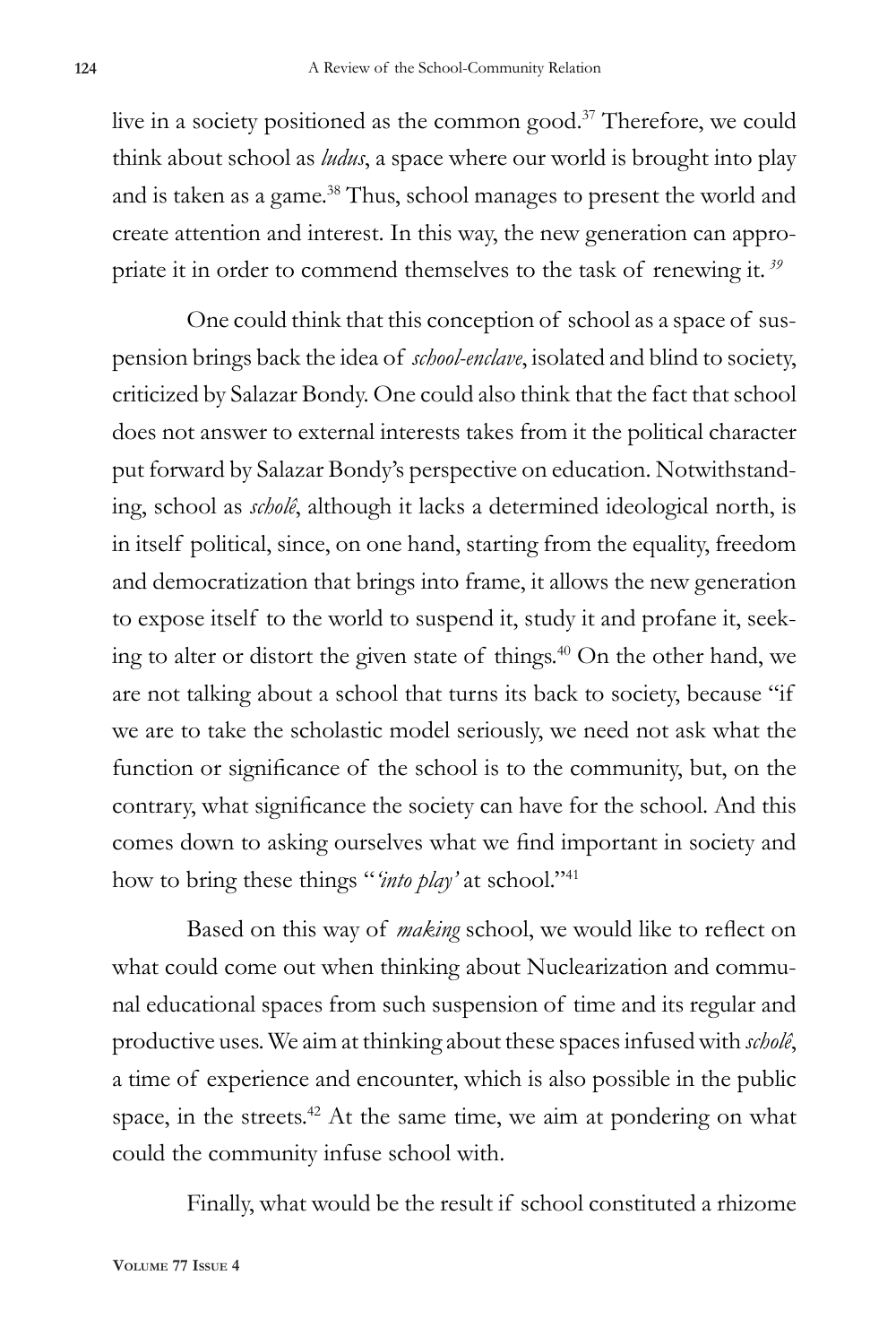live in a society positioned as the common good.[37] Therefore, we could think about school as *ludus*, a space where our world is brought into play and is taken as a game.[38] Thus, school manages to present the world and create attention and interest. In this way, the new generation can appropriate it in order to commend themselves to the task of renewing it.[39]

One could think that this conception of school as a space of suspension brings back the idea of *school-enclave*, isolated and blind to society, criticized by Salazar Bondy. One could also think that the fact that school does not answer to external interests takes from it the political character put forward by Salazar Bondy's perspective on education. Notwithstanding, school as *scholê*, although it lacks a determined ideological north, is in itself political, since, on one hand, starting from the equality, freedom and democratization that brings into frame, it allows the new generation to expose itself to the world to suspend it, study it and profane it, seeking to alter or distort the given state of things.[40] On the other hand, we are not talking about a school that turns its back to society, because "if we are to take the scholastic model seriously, we need not ask what the function or significance of the school is to the community, but, on the contrary, what significance the society can have for the school. And this comes down to asking ourselves what we find important in society and how to bring these things "*'into play'* at school."[41]

Based on this way of *making* school, we would like to reflect on what could come out when thinking about Nuclearization and communal educational spaces from such suspension of time and its regular and productive uses. We aim at thinking about these spaces infused with *scholê*, a time of experience and encounter, which is also possible in the public space, in the streets.[42] At the same time, we aim at pondering on what could the community infuse school with.

Finally, what would be the result if school constituted a rhizome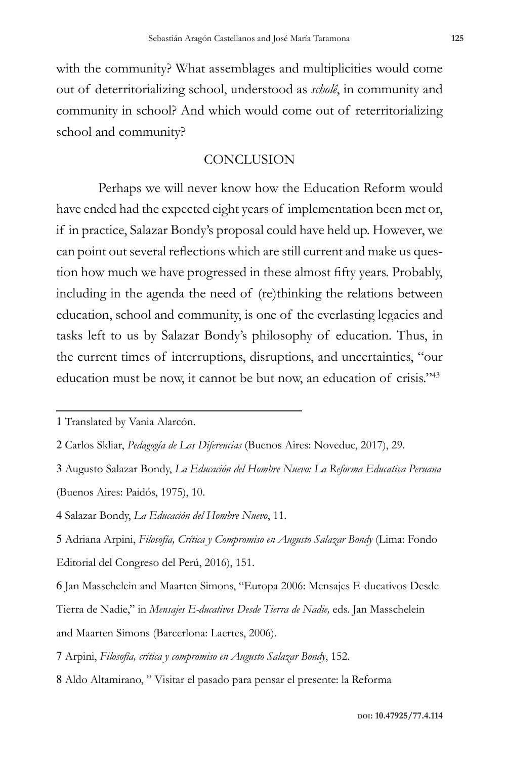with the community? What assemblages and multiplicities would come out of deterritorializing school, understood as *scholê*, in community and community in school? And which would come out of reterritorializing school and community?

## CONCLUSION

Perhaps we will never know how the Education Reform would have ended had the expected eight years of implementation been met or, if in practice, Salazar Bondy's proposal could have held up. However, we can point out several reflections which are still current and make us question how much we have progressed in these almost fifty years. Probably, including in the agenda the need of (re)thinking the relations between education, school and community, is one of the everlasting legacies and tasks left to us by Salazar Bondy's philosophy of education. Thus, in the current times of interruptions, disruptions, and uncertainties, "our education must be now, it cannot be but now, an education of crisis."[43]

---

1 Translated by Vania Alarcón.

2 Carlos Skliar, *Pedagogía de Las Diferencias* (Buenos Aires: Noveduc, 2017), 29.

3 Augusto Salazar Bondy, *La Educación del Hombre Nuevo: La Reforma Educativa Peruana* (Buenos Aires: Paidós, 1975), 10.

4 Salazar Bondy, *La Educación del Hombre Nuevo*, 11.

5 Adriana Arpini, *Filosofía, Crítica y Compromiso en Augusto Salazar Bondy* (Lima: Fondo Editorial del Congreso del Perú, 2016), 151.

6 Jan Masschelein and Maarten Simons, "Europa 2006: Mensajes E-ducativos Desde Tierra de Nadie," in *Mensajes E-ducativos Desde Tierra de Nadie,* eds. Jan Masschelein and Maarten Simons (Barcerlona: Laertes, 2006).

7 Arpini, *Filosofía, crítica y compromiso en Augusto Salazar Bondy*, 152.

8 Aldo Altamirano, " Visitar el pasado para pensar el presente: la Reforma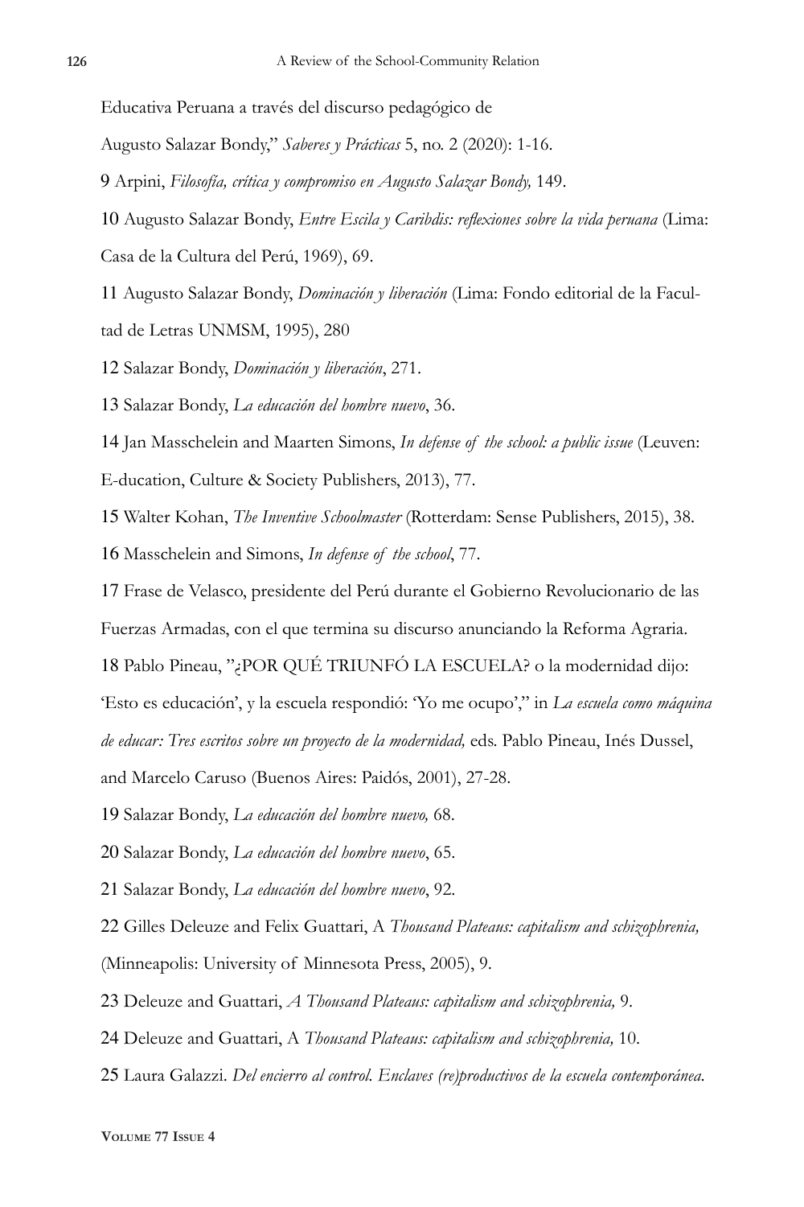Educativa Peruana a través del discurso pedagógico de Augusto Salazar Bondy," *Saberes y Prácticas* 5, no. 2 (2020): 1-16.

9 Arpini, *Filosofía, crítica y compromiso en Augusto Salazar Bondy,* 149.

10 Augusto Salazar Bondy, *Entre Escila y Caribdis: reflexiones sobre la vida peruana* (Lima: Casa de la Cultura del Perú, 1969), 69.

11 Augusto Salazar Bondy, *Dominación y liberación* (Lima: Fondo editorial de la Facultad de Letras UNMSM, 1995), 280

12 Salazar Bondy, *Dominación y liberación*, 271.

13 Salazar Bondy, *La educación del hombre nuevo*, 36.

14 Jan Masschelein and Maarten Simons, *In defense of the school: a public issue* (Leuven: E-ducation, Culture & Society Publishers, 2013), 77.

15 Walter Kohan, *The Inventive Schoolmaster* (Rotterdam: Sense Publishers, 2015), 38.

16 Masschelein and Simons, *In defense of the school*, 77.

17 Frase de Velasco, presidente del Perú durante el Gobierno Revolucionario de las Fuerzas Armadas, con el que termina su discurso anunciando la Reforma Agraria.

18 Pablo Pineau, "¿POR QUÉ TRIUNFÓ LA ESCUELA? o la modernidad dijo: 'Esto es educación', y la escuela respondió: 'Yo me ocupo'," in *La escuela como máquina de educar: Tres escritos sobre un proyecto de la modernidad,* eds. Pablo Pineau, Inés Dussel, and Marcelo Caruso (Buenos Aires: Paidós, 2001), 27-28.

19 Salazar Bondy, *La educación del hombre nuevo,* 68.

20 Salazar Bondy, *La educación del hombre nuevo*, 65.

21 Salazar Bondy, *La educación del hombre nuevo*, 92.

22 Gilles Deleuze and Felix Guattari, A *Thousand Plateaus: capitalism and schizophrenia,* (Minneapolis: University of Minnesota Press, 2005), 9.

23 Deleuze and Guattari, *A Thousand Plateaus: capitalism and schizophrenia,* 9.

24 Deleuze and Guattari, A *Thousand Plateaus: capitalism and schizophrenia,* 10.

25 Laura Galazzi. *Del encierro al control. Enclaves (re)productivos de la escuela contemporánea.*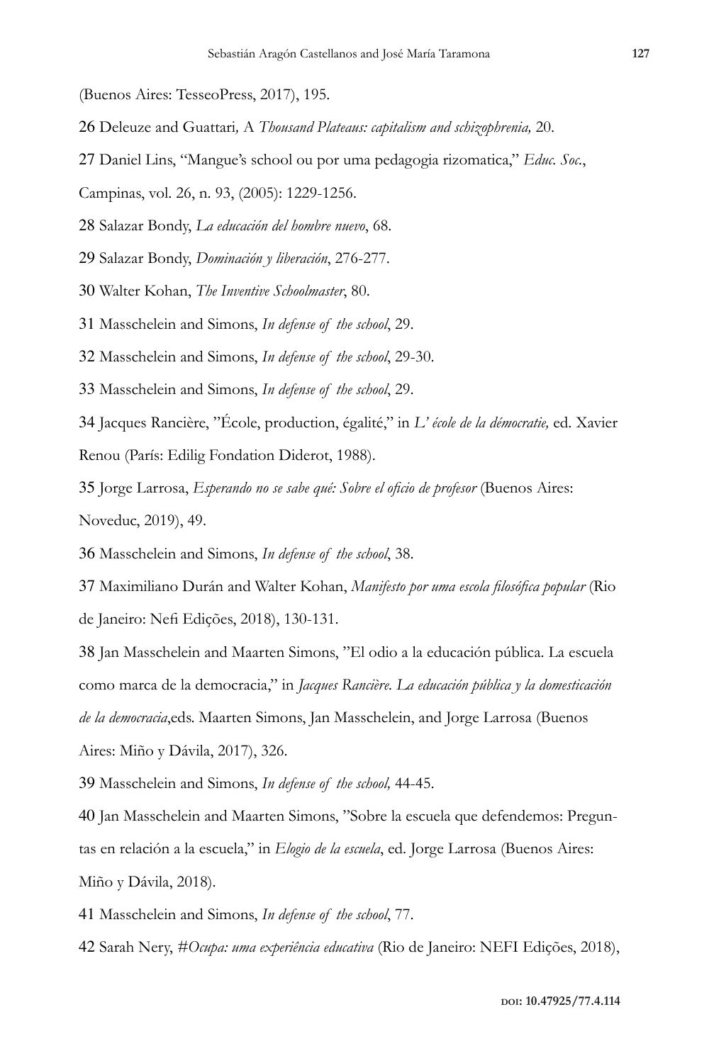(Buenos Aires: TesseoPress, 2017), 195.

26 Deleuze and Guattari*, A Thousand Plateaus: capitalism and schizophrenia,* 20.

27 Daniel Lins, "Mangue's school ou por uma pedagogia rizomatica," *Educ. Soc.*, Campinas, vol. 26, n. 93, (2005): 1229-1256.

28 Salazar Bondy, *La educación del hombre nuevo*, 68.

29 Salazar Bondy, *Dominación y liberación*, 276-277.

30 Walter Kohan, *The Inventive Schoolmaster*, 80.

31 Masschelein and Simons, *In defense of the school*, 29.

32 Masschelein and Simons, *In defense of the school*, 29-30.

33 Masschelein and Simons, *In defense of the school*, 29.

34 Jacques Rancière, "École, production, égalité," in *L' école de la démocratie,* ed. Xavier Renou (París: Edilig Fondation Diderot, 1988).

35 Jorge Larrosa, *Esperando no se sabe qué: Sobre el oficio de profesor* (Buenos Aires: Noveduc, 2019), 49.

36 Masschelein and Simons, *In defense of the school*, 38.

37 Maximiliano Durán and Walter Kohan, *Manifesto por uma escola filosófica popular* (Rio de Janeiro: Nefi Edições, 2018), 130-131.

38 Jan Masschelein and Maarten Simons, "El odio a la educación pública. La escuela como marca de la democracia," in *Jacques Rancière. La educación pública y la domesticación de la democracia*,eds. Maarten Simons, Jan Masschelein, and Jorge Larrosa (Buenos Aires: Miño y Dávila, 2017), 326.

39 Masschelein and Simons, *In defense of the school,* 44-45.

40 Jan Masschelein and Maarten Simons, "Sobre la escuela que defendemos: Preguntas en relación a la escuela," in *Elogio de la escuela*, ed. Jorge Larrosa (Buenos Aires: Miño y Dávila, 2018).

41 Masschelein and Simons, *In defense of the school*, 77.

42 Sarah Nery, *#Ocupa: uma experiência educativa* (Rio de Janeiro: NEFI Edições, 2018),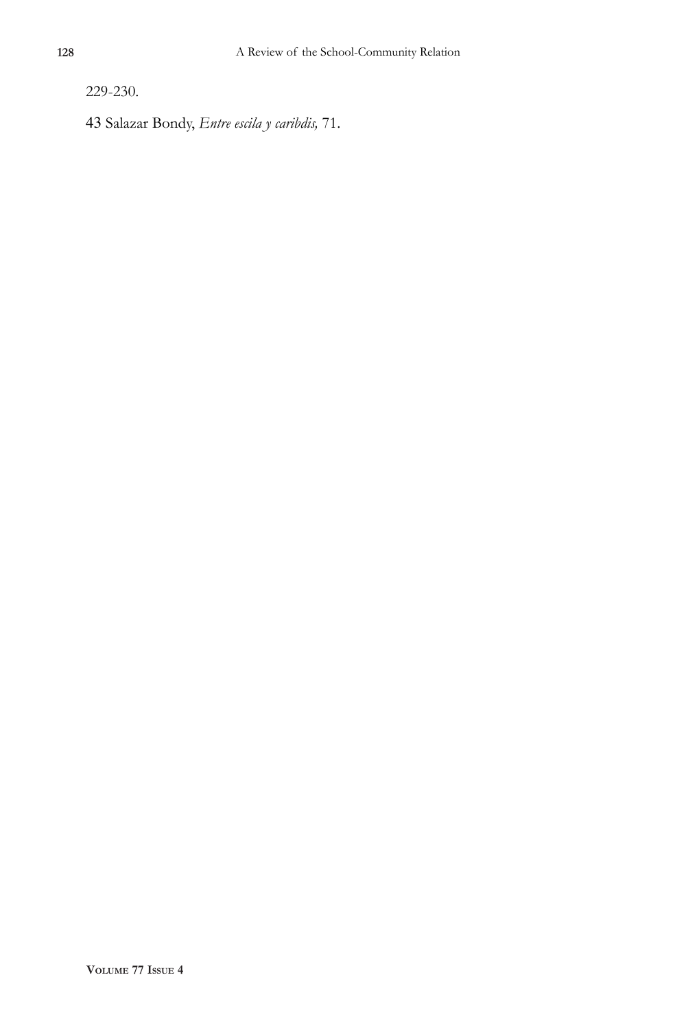229-230.

43 Salazar Bondy, *Entre escila y caribdis,* 71.